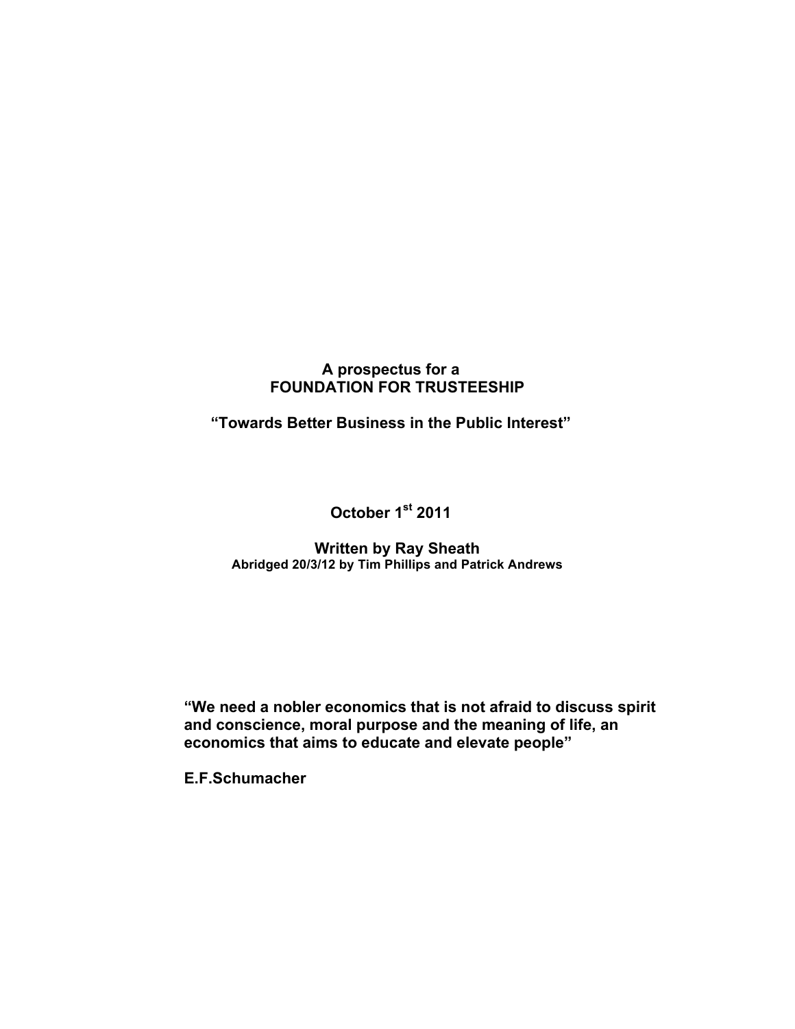# A prospectus for a FOUNDATION FOR TRUSTEESHIP

## "Towards Better Business in the Public Interest"

**October 1st 2011**

**Written by Ray Sheath**
**Abridged 20/3/12 by Tim Phillips and Patrick Andrews**

**"We need a nobler economics that is not afraid to discuss spirit and conscience, moral purpose and the meaning of life, an economics that aims to educate and elevate people"**

**E.F.Schumacher**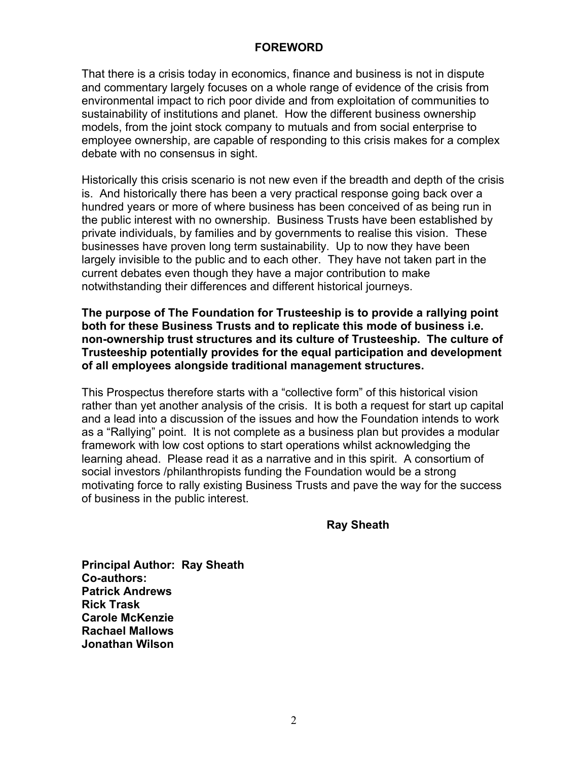## FOREWORD

That there is a crisis today in economics, finance and business is not in dispute and commentary largely focuses on a whole range of evidence of the crisis from environmental impact to rich poor divide and from exploitation of communities to sustainability of institutions and planet. How the different business ownership models, from the joint stock company to mutuals and from social enterprise to employee ownership, are capable of responding to this crisis makes for a complex debate with no consensus in sight.

Historically this crisis scenario is not new even if the breadth and depth of the crisis is. And historically there has been a very practical response going back over a hundred years or more of where business has been conceived of as being run in the public interest with no ownership. Business Trusts have been established by private individuals, by families and by governments to realise this vision. These businesses have proven long term sustainability. Up to now they have been largely invisible to the public and to each other. They have not taken part in the current debates even though they have a major contribution to make notwithstanding their differences and different historical journeys.

**The purpose of The Foundation for Trusteeship is to provide a rallying point both for these Business Trusts and to replicate this mode of business i.e. non-ownership trust structures and its culture of Trusteeship. The culture of Trusteeship potentially provides for the equal participation and development of all employees alongside traditional management structures.**

This Prospectus therefore starts with a "collective form" of this historical vision rather than yet another analysis of the crisis. It is both a request for start up capital and a lead into a discussion of the issues and how the Foundation intends to work as a "Rallying" point. It is not complete as a business plan but provides a modular framework with low cost options to start operations whilst acknowledging the learning ahead. Please read it as a narrative and in this spirit. A consortium of social investors /philanthropists funding the Foundation would be a strong motivating force to rally existing Business Trusts and pave the way for the success of business in the public interest.

**Ray Sheath**

**Principal Author: Ray Sheath**
**Co-authors:**
**Patrick Andrews**
**Rick Trask**
**Carole McKenzie**
**Rachael Mallows**
**Jonathan Wilson**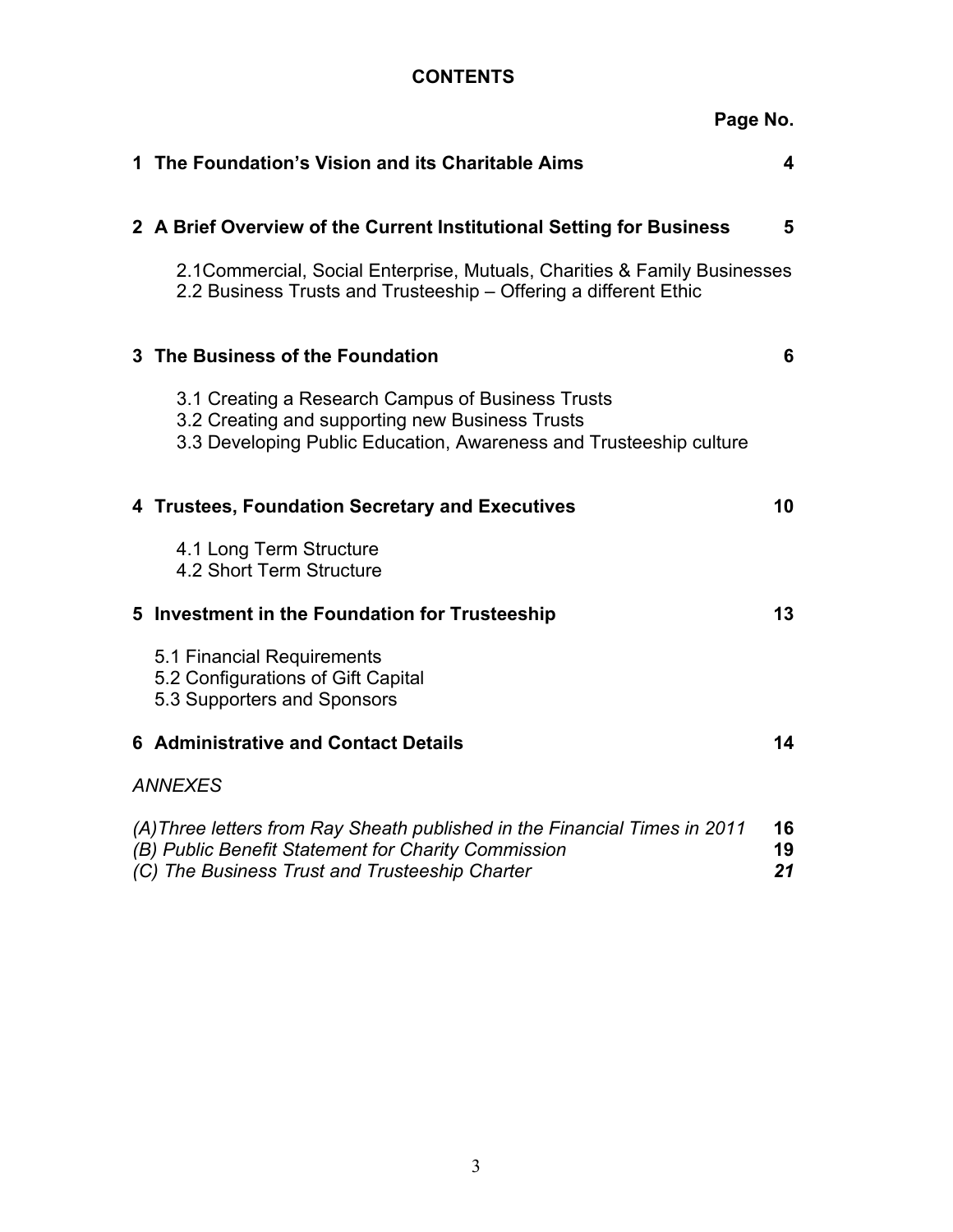# CONTENTS

| | Page No. |
|---|---|
| **1 The Foundation's Vision and its Charitable Aims** | **4** |
| **2 A Brief Overview of the Current Institutional Setting for Business** | **5** |
| 2.1Commercial, Social Enterprise, Mutuals, Charities & Family Businesses | |
| 2.2 Business Trusts and Trusteeship – Offering a different Ethic | |
| **3 The Business of the Foundation** | **6** |
| 3.1 Creating a Research Campus of Business Trusts | |
| 3.2 Creating and supporting new Business Trusts | |
| 3.3 Developing Public Education, Awareness and Trusteeship culture | |
| **4 Trustees, Foundation Secretary and Executives** | **10** |
| 4.1 Long Term Structure | |
| 4.2 Short Term Structure | |
| **5 Investment in the Foundation for Trusteeship** | **13** |
| 5.1 Financial Requirements | |
| 5.2 Configurations of Gift Capital | |
| 5.3 Supporters and Sponsors | |
| **6 Administrative and Contact Details** | **14** |
| *ANNEXES* | |
| *(A)Three letters from Ray Sheath published in the Financial Times in 2011* | **16** |
| *(B) Public Benefit Statement for Charity Commission* | **19** |
| *(C) The Business Trust and Trusteeship Charter* | ***21*** |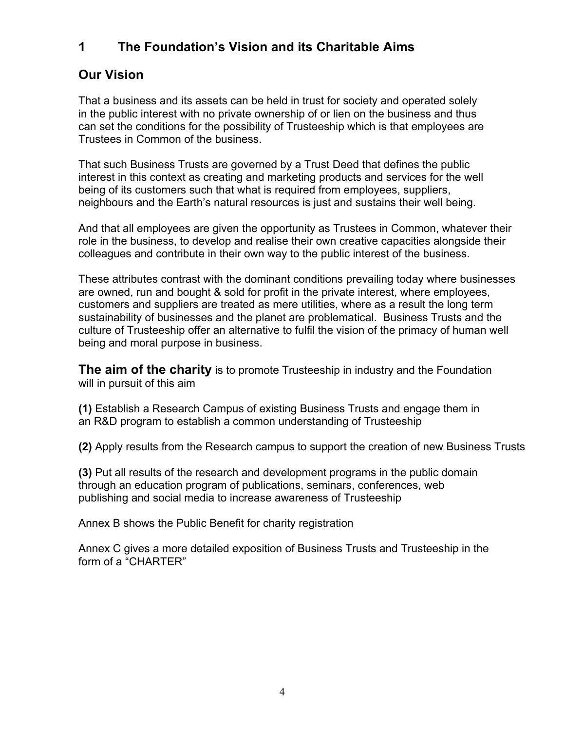# 1 The Foundation's Vision and its Charitable Aims

## Our Vision

That a business and its assets can be held in trust for society and operated solely in the public interest with no private ownership of or lien on the business and thus can set the conditions for the possibility of Trusteeship which is that employees are Trustees in Common of the business.

That such Business Trusts are governed by a Trust Deed that defines the public interest in this context as creating and marketing products and services for the well being of its customers such that what is required from employees, suppliers, neighbours and the Earth's natural resources is just and sustains their well being.

And that all employees are given the opportunity as Trustees in Common, whatever their role in the business, to develop and realise their own creative capacities alongside their colleagues and contribute in their own way to the public interest of the business.

These attributes contrast with the dominant conditions prevailing today where businesses are owned, run and bought & sold for profit in the private interest, where employees, customers and suppliers are treated as mere utilities, where as a result the long term sustainability of businesses and the planet are problematical. Business Trusts and the culture of Trusteeship offer an alternative to fulfil the vision of the primacy of human well being and moral purpose in business.

**The aim of the charity** is to promote Trusteeship in industry and the Foundation will in pursuit of this aim

**(1)** Establish a Research Campus of existing Business Trusts and engage them in an R&D program to establish a common understanding of Trusteeship

**(2)** Apply results from the Research campus to support the creation of new Business Trusts

**(3)** Put all results of the research and development programs in the public domain through an education program of publications, seminars, conferences, web publishing and social media to increase awareness of Trusteeship

Annex B shows the Public Benefit for charity registration

Annex C gives a more detailed exposition of Business Trusts and Trusteeship in the form of a "CHARTER"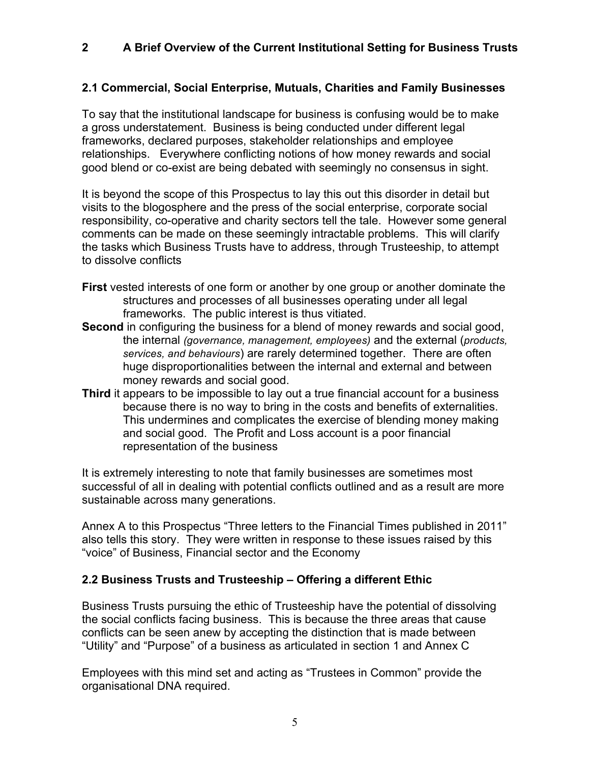## 2 A Brief Overview of the Current Institutional Setting for Business Trusts

### 2.1 Commercial, Social Enterprise, Mutuals, Charities and Family Businesses

To say that the institutional landscape for business is confusing would be to make a gross understatement. Business is being conducted under different legal frameworks, declared purposes, stakeholder relationships and employee relationships. Everywhere conflicting notions of how money rewards and social good blend or co-exist are being debated with seemingly no consensus in sight.

It is beyond the scope of this Prospectus to lay this out this disorder in detail but visits to the blogosphere and the press of the social enterprise, corporate social responsibility, co-operative and charity sectors tell the tale. However some general comments can be made on these seemingly intractable problems. This will clarify the tasks which Business Trusts have to address, through Trusteeship, to attempt to dissolve conflicts

**First** vested interests of one form or another by one group or another dominate the structures and processes of all businesses operating under all legal frameworks. The public interest is thus vitiated.

**Second** in configuring the business for a blend of money rewards and social good, the internal *(governance, management, employees)* and the external (*products, services, and behaviours*) are rarely determined together. There are often huge disproportionalities between the internal and external and between money rewards and social good.

**Third** it appears to be impossible to lay out a true financial account for a business because there is no way to bring in the costs and benefits of externalities. This undermines and complicates the exercise of blending money making and social good. The Profit and Loss account is a poor financial representation of the business

It is extremely interesting to note that family businesses are sometimes most successful of all in dealing with potential conflicts outlined and as a result are more sustainable across many generations.

Annex A to this Prospectus "Three letters to the Financial Times published in 2011" also tells this story. They were written in response to these issues raised by this "voice" of Business, Financial sector and the Economy

### 2.2 Business Trusts and Trusteeship – Offering a different Ethic

Business Trusts pursuing the ethic of Trusteeship have the potential of dissolving the social conflicts facing business. This is because the three areas that cause conflicts can be seen anew by accepting the distinction that is made between "Utility" and "Purpose" of a business as articulated in section 1 and Annex C

Employees with this mind set and acting as "Trustees in Common" provide the organisational DNA required.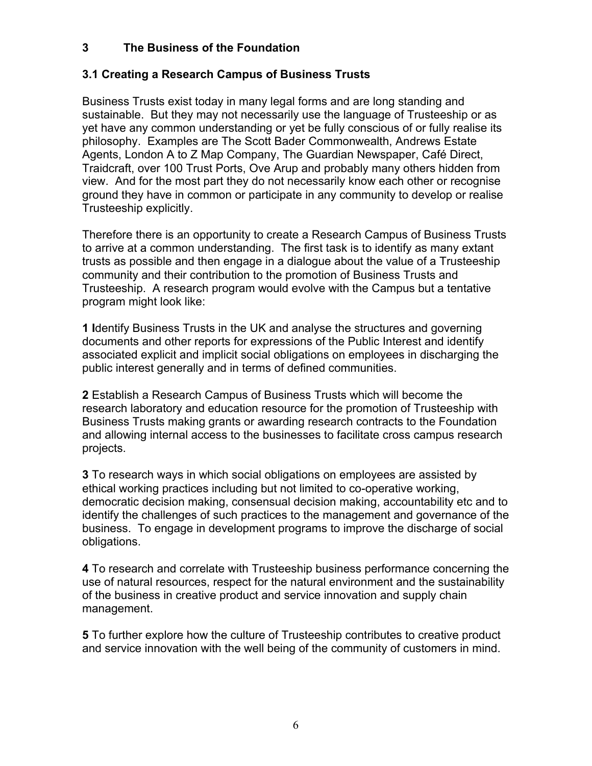## 3 The Business of the Foundation

### 3.1 Creating a Research Campus of Business Trusts

Business Trusts exist today in many legal forms and are long standing and sustainable. But they may not necessarily use the language of Trusteeship or as yet have any common understanding or yet be fully conscious of or fully realise its philosophy. Examples are The Scott Bader Commonwealth, Andrews Estate Agents, London A to Z Map Company, The Guardian Newspaper, Café Direct, Traidcraft, over 100 Trust Ports, Ove Arup and probably many others hidden from view. And for the most part they do not necessarily know each other or recognise ground they have in common or participate in any community to develop or realise Trusteeship explicitly.

Therefore there is an opportunity to create a Research Campus of Business Trusts to arrive at a common understanding. The first task is to identify as many extant trusts as possible and then engage in a dialogue about the value of a Trusteeship community and their contribution to the promotion of Business Trusts and Trusteeship. A research program would evolve with the Campus but a tentative program might look like:

**1 I**dentify Business Trusts in the UK and analyse the structures and governing documents and other reports for expressions of the Public Interest and identify associated explicit and implicit social obligations on employees in discharging the public interest generally and in terms of defined communities.

**2** Establish a Research Campus of Business Trusts which will become the research laboratory and education resource for the promotion of Trusteeship with Business Trusts making grants or awarding research contracts to the Foundation and allowing internal access to the businesses to facilitate cross campus research projects.

**3** To research ways in which social obligations on employees are assisted by ethical working practices including but not limited to co-operative working, democratic decision making, consensual decision making, accountability etc and to identify the challenges of such practices to the management and governance of the business. To engage in development programs to improve the discharge of social obligations.

**4** To research and correlate with Trusteeship business performance concerning the use of natural resources, respect for the natural environment and the sustainability of the business in creative product and service innovation and supply chain management.

**5** To further explore how the culture of Trusteeship contributes to creative product and service innovation with the well being of the community of customers in mind.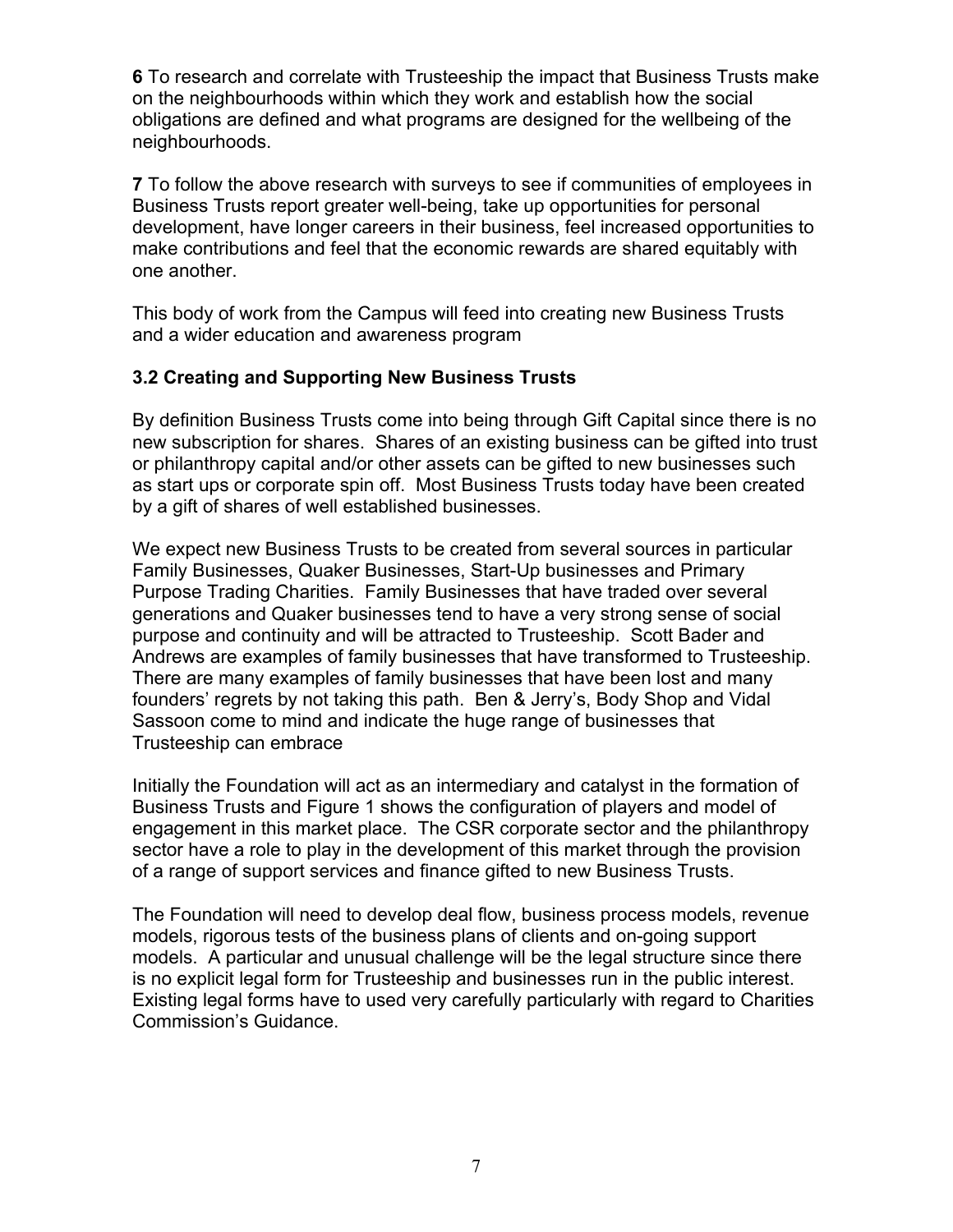**6** To research and correlate with Trusteeship the impact that Business Trusts make on the neighbourhoods within which they work and establish how the social obligations are defined and what programs are designed for the wellbeing of the neighbourhoods.

**7** To follow the above research with surveys to see if communities of employees in Business Trusts report greater well-being, take up opportunities for personal development, have longer careers in their business, feel increased opportunities to make contributions and feel that the economic rewards are shared equitably with one another.

This body of work from the Campus will feed into creating new Business Trusts and a wider education and awareness program

### 3.2 Creating and Supporting New Business Trusts

By definition Business Trusts come into being through Gift Capital since there is no new subscription for shares. Shares of an existing business can be gifted into trust or philanthropy capital and/or other assets can be gifted to new businesses such as start ups or corporate spin off. Most Business Trusts today have been created by a gift of shares of well established businesses.

We expect new Business Trusts to be created from several sources in particular Family Businesses, Quaker Businesses, Start-Up businesses and Primary Purpose Trading Charities. Family Businesses that have traded over several generations and Quaker businesses tend to have a very strong sense of social purpose and continuity and will be attracted to Trusteeship. Scott Bader and Andrews are examples of family businesses that have transformed to Trusteeship. There are many examples of family businesses that have been lost and many founders' regrets by not taking this path. Ben & Jerry's, Body Shop and Vidal Sassoon come to mind and indicate the huge range of businesses that Trusteeship can embrace

Initially the Foundation will act as an intermediary and catalyst in the formation of Business Trusts and Figure 1 shows the configuration of players and model of engagement in this market place. The CSR corporate sector and the philanthropy sector have a role to play in the development of this market through the provision of a range of support services and finance gifted to new Business Trusts.

The Foundation will need to develop deal flow, business process models, revenue models, rigorous tests of the business plans of clients and on-going support models. A particular and unusual challenge will be the legal structure since there is no explicit legal form for Trusteeship and businesses run in the public interest. Existing legal forms have to used very carefully particularly with regard to Charities Commission's Guidance.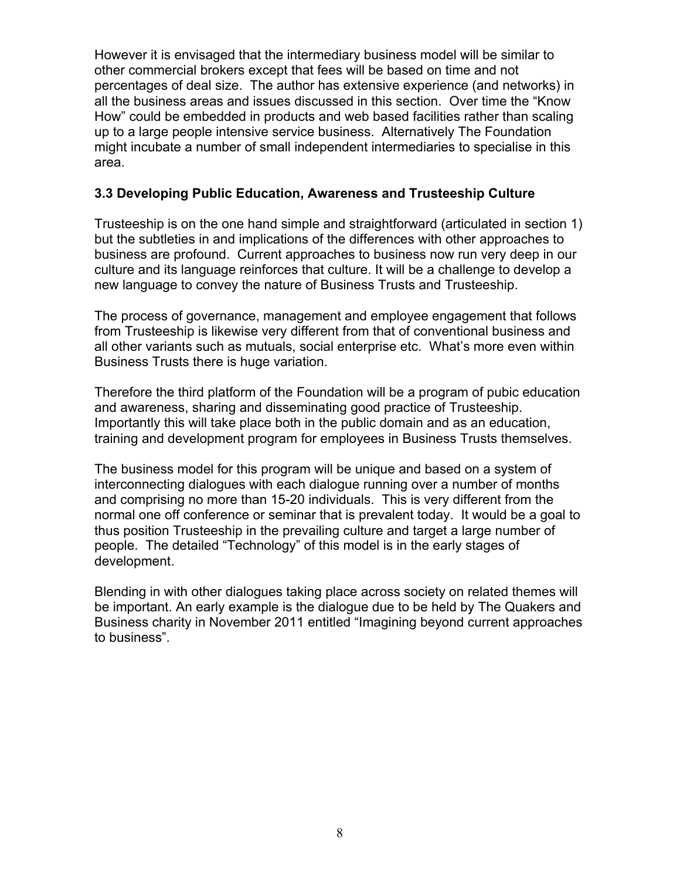However it is envisaged that the intermediary business model will be similar to other commercial brokers except that fees will be based on time and not percentages of deal size. The author has extensive experience (and networks) in all the business areas and issues discussed in this section. Over time the "Know How" could be embedded in products and web based facilities rather than scaling up to a large people intensive service business. Alternatively The Foundation might incubate a number of small independent intermediaries to specialise in this area.

### 3.3 Developing Public Education, Awareness and Trusteeship Culture

Trusteeship is on the one hand simple and straightforward (articulated in section 1) but the subtleties in and implications of the differences with other approaches to business are profound. Current approaches to business now run very deep in our culture and its language reinforces that culture. It will be a challenge to develop a new language to convey the nature of Business Trusts and Trusteeship.

The process of governance, management and employee engagement that follows from Trusteeship is likewise very different from that of conventional business and all other variants such as mutuals, social enterprise etc. What's more even within Business Trusts there is huge variation.

Therefore the third platform of the Foundation will be a program of pubic education and awareness, sharing and disseminating good practice of Trusteeship. Importantly this will take place both in the public domain and as an education, training and development program for employees in Business Trusts themselves.

The business model for this program will be unique and based on a system of interconnecting dialogues with each dialogue running over a number of months and comprising no more than 15-20 individuals. This is very different from the normal one off conference or seminar that is prevalent today. It would be a goal to thus position Trusteeship in the prevailing culture and target a large number of people. The detailed "Technology" of this model is in the early stages of development.

Blending in with other dialogues taking place across society on related themes will be important. An early example is the dialogue due to be held by The Quakers and Business charity in November 2011 entitled "Imagining beyond current approaches to business".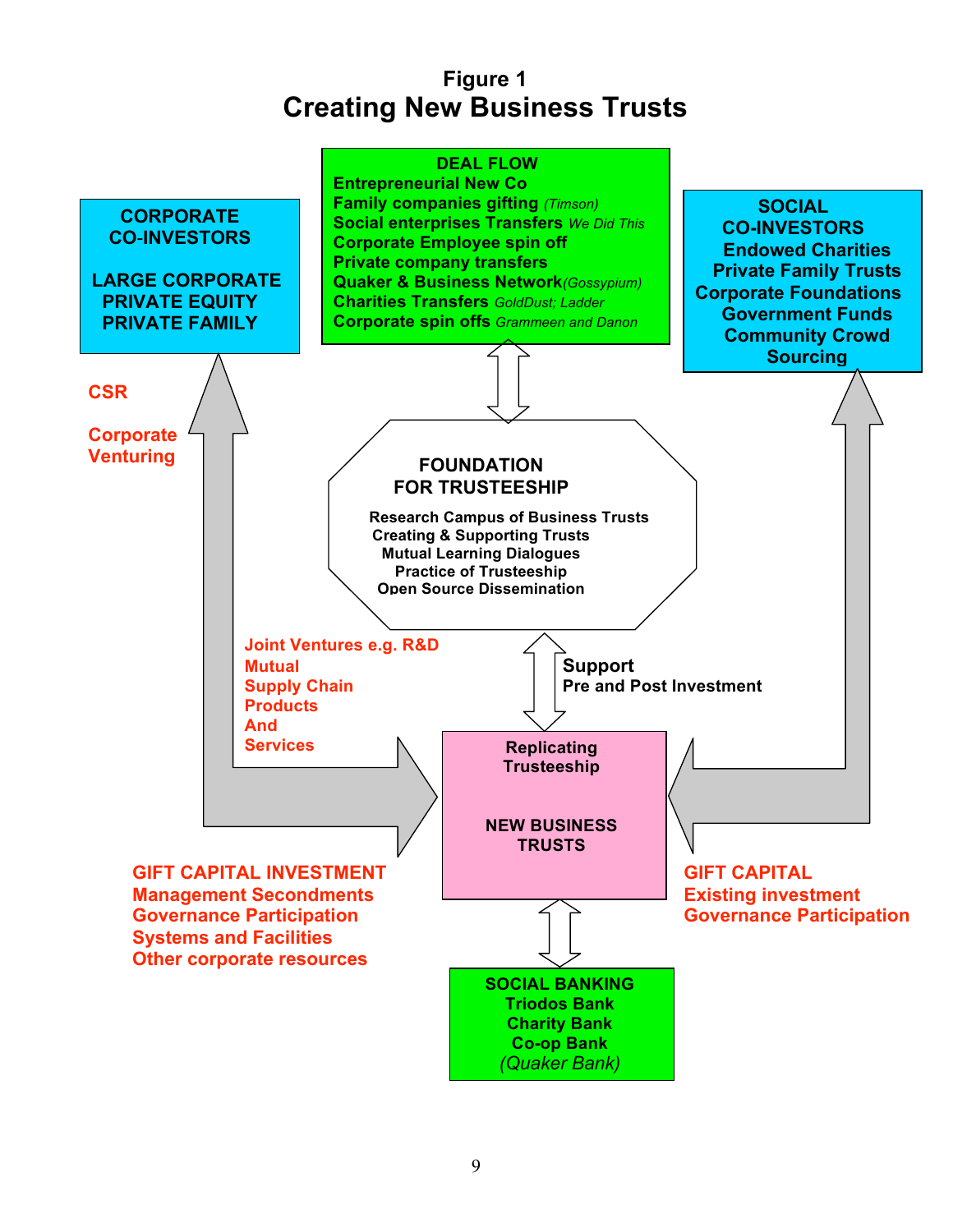# Figure 1
## Creating New Business Trusts

**DEAL FLOW**
Entrepreneurial New Co
Family companies gifting *(Timson)*
Social enterprises Transfers *We Did This*
Corporate Employee spin off
Private company transfers
Quaker & Business Network *(Gossypium)*
Charities Transfers *GoldDust; Ladder*
Corporate spin offs *Grammeen and Danon*

**CORPORATE CO-INVESTORS**

LARGE CORPORATE
PRIVATE EQUITY
PRIVATE FAMILY

**SOCIAL CO-INVESTORS**
Endowed Charities
Private Family Trusts
Corporate Foundations
Government Funds
Community Crowd Sourcing

CSR

Corporate Venturing

**FOUNDATION FOR TRUSTEESHIP**

Research Campus of Business Trusts
Creating & Supporting Trusts
Mutual Learning Dialogues
Practice of Trusteeship
Open Source Dissemination

Joint Ventures e.g. R&D
Mutual
Supply Chain
Products
And
Services

**Support**
Pre and Post Investment

Replicating Trusteeship

**NEW BUSINESS TRUSTS**

GIFT CAPITAL INVESTMENT
Management Secondments
Governance Participation
Systems and Facilities
Other corporate resources

GIFT CAPITAL
Existing investment
Governance Participation

**SOCIAL BANKING**
Triodos Bank
Charity Bank
Co-op Bank
*(Quaker Bank)*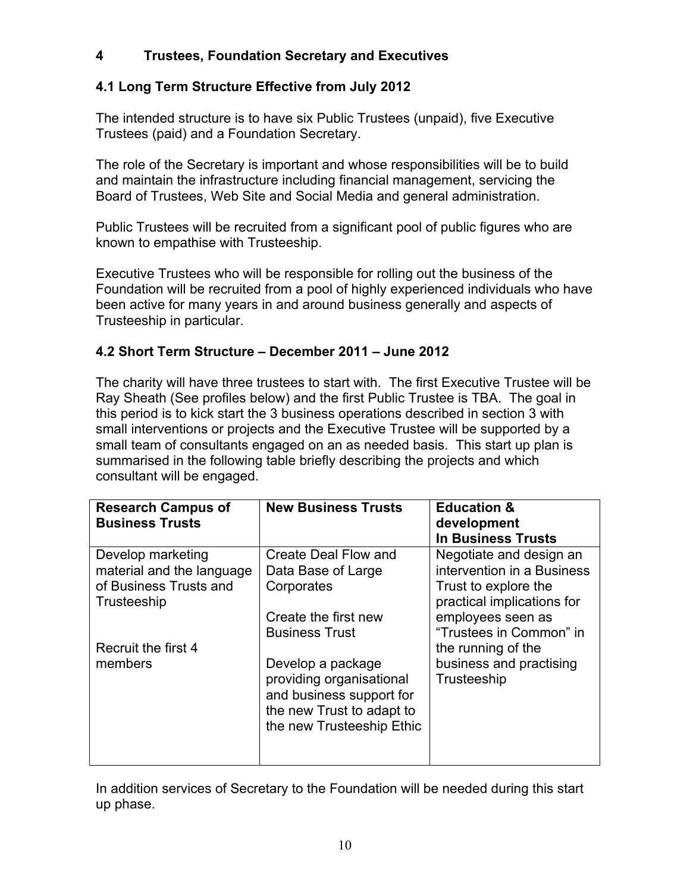## 4 Trustees, Foundation Secretary and Executives

### 4.1 Long Term Structure Effective from July 2012

The intended structure is to have six Public Trustees (unpaid), five Executive Trustees (paid) and a Foundation Secretary.

The role of the Secretary is important and whose responsibilities will be to build and maintain the infrastructure including financial management, servicing the Board of Trustees, Web Site and Social Media and general administration.

Public Trustees will be recruited from a significant pool of public figures who are known to empathise with Trusteeship.

Executive Trustees who will be responsible for rolling out the business of the Foundation will be recruited from a pool of highly experienced individuals who have been active for many years in and around business generally and aspects of Trusteeship in particular.

### 4.2 Short Term Structure – December 2011 – June 2012

The charity will have three trustees to start with. The first Executive Trustee will be Ray Sheath (See profiles below) and the first Public Trustee is TBA. The goal in this period is to kick start the 3 business operations described in section 3 with small interventions or projects and the Executive Trustee will be supported by a small team of consultants engaged on an as needed basis. This start up plan is summarised in the following table briefly describing the projects and which consultant will be engaged.

| **Research Campus of Business Trusts** | **New Business Trusts** | **Education & development In Business Trusts** |
| --- | --- | --- |
| Develop marketing material and the language of Business Trusts and Trusteeship<br><br>Recruit the first 4 members | Create Deal Flow and Data Base of Large Corporates<br><br>Create the first new Business Trust<br><br>Develop a package providing organisational and business support for the new Trust to adapt to the new Trusteeship Ethic | Negotiate and design an intervention in a Business Trust to explore the practical implications for employees seen as "Trustees in Common" in the running of the business and practising Trusteeship |

In addition services of Secretary to the Foundation will be needed during this start up phase.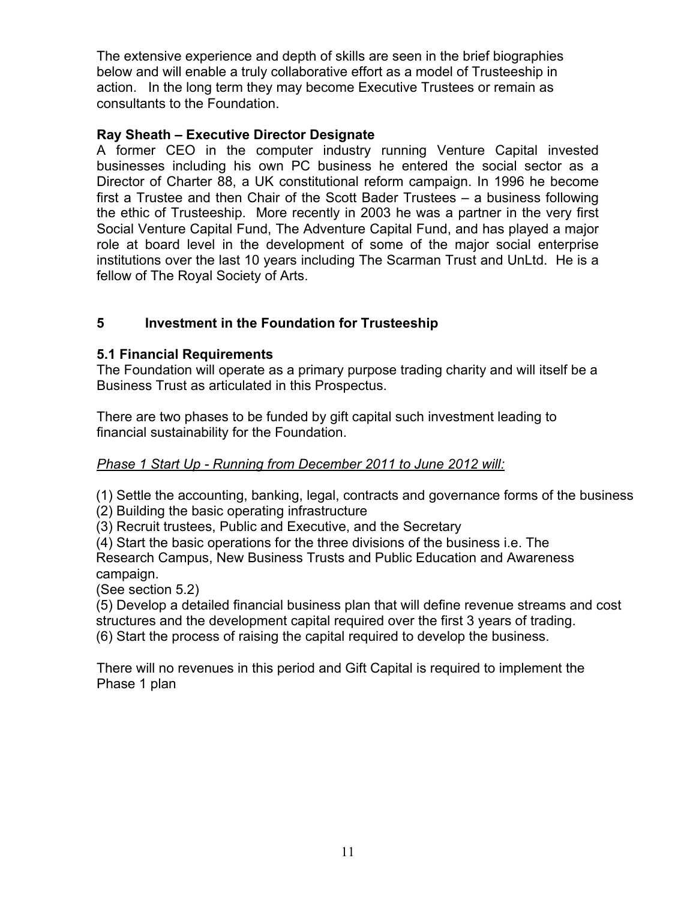The extensive experience and depth of skills are seen in the brief biographies below and will enable a truly collaborative effort as a model of Trusteeship in action. In the long term they may become Executive Trustees or remain as consultants to the Foundation.

**Ray Sheath – Executive Director Designate**

A former CEO in the computer industry running Venture Capital invested businesses including his own PC business he entered the social sector as a Director of Charter 88, a UK constitutional reform campaign. In 1996 he become first a Trustee and then Chair of the Scott Bader Trustees – a business following the ethic of Trusteeship. More recently in 2003 he was a partner in the very first Social Venture Capital Fund, The Adventure Capital Fund, and has played a major role at board level in the development of some of the major social enterprise institutions over the last 10 years including The Scarman Trust and UnLtd. He is a fellow of The Royal Society of Arts.

## 5 Investment in the Foundation for Trusteeship

### 5.1 Financial Requirements

The Foundation will operate as a primary purpose trading charity and will itself be a Business Trust as articulated in this Prospectus.

There are two phases to be funded by gift capital such investment leading to financial sustainability for the Foundation.

*Phase 1 Start Up - Running from December 2011 to June 2012 will:*

(1) Settle the accounting, banking, legal, contracts and governance forms of the business
(2) Building the basic operating infrastructure
(3) Recruit trustees, Public and Executive, and the Secretary
(4) Start the basic operations for the three divisions of the business i.e. The Research Campus, New Business Trusts and Public Education and Awareness campaign.
(See section 5.2)
(5) Develop a detailed financial business plan that will define revenue streams and cost structures and the development capital required over the first 3 years of trading.
(6) Start the process of raising the capital required to develop the business.

There will no revenues in this period and Gift Capital is required to implement the Phase 1 plan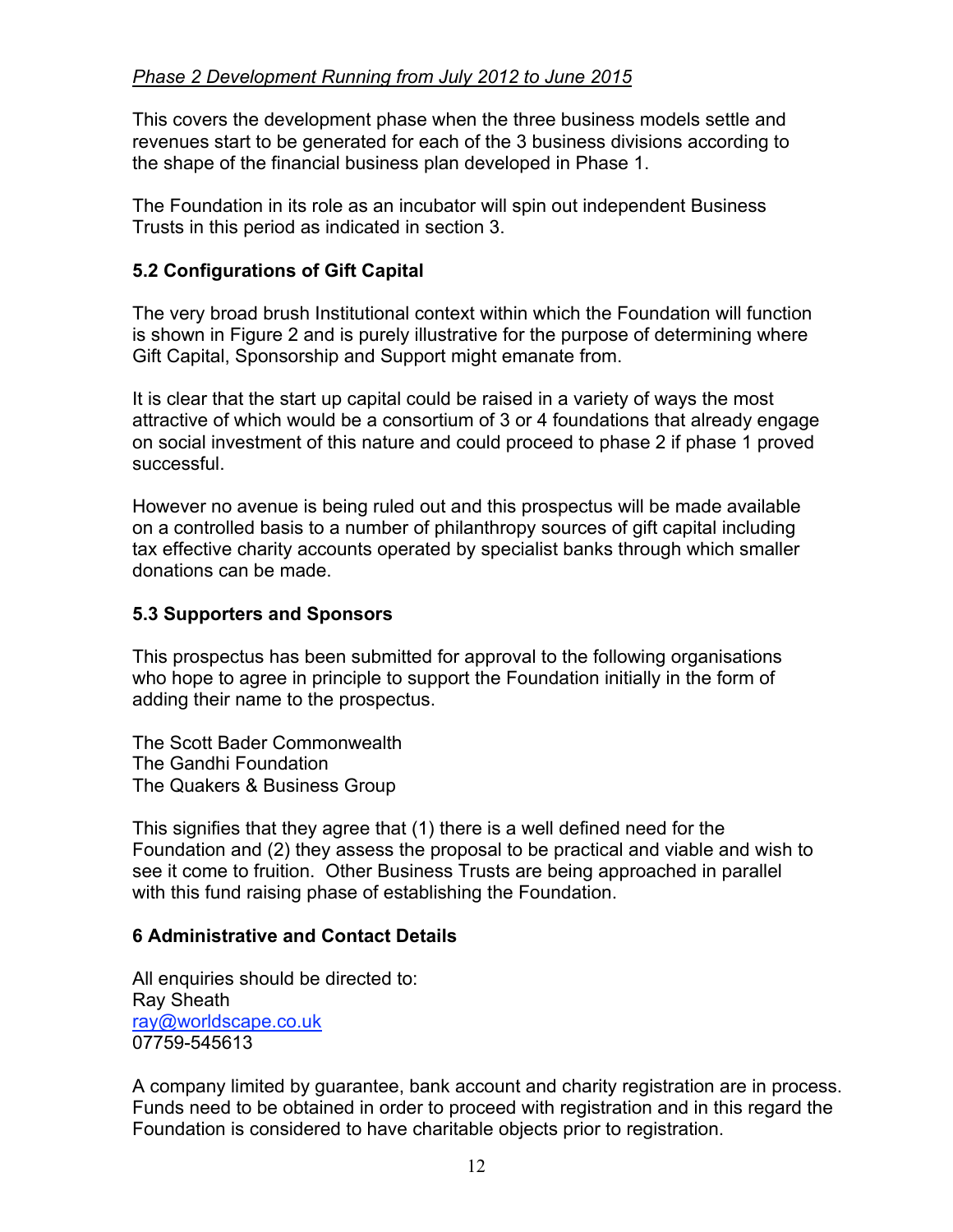*Phase 2 Development Running from July 2012 to June 2015*

This covers the development phase when the three business models settle and revenues start to be generated for each of the 3 business divisions according to the shape of the financial business plan developed in Phase 1.

The Foundation in its role as an incubator will spin out independent Business Trusts in this period as indicated in section 3.

### 5.2 Configurations of Gift Capital

The very broad brush Institutional context within which the Foundation will function is shown in Figure 2 and is purely illustrative for the purpose of determining where Gift Capital, Sponsorship and Support might emanate from.

It is clear that the start up capital could be raised in a variety of ways the most attractive of which would be a consortium of 3 or 4 foundations that already engage on social investment of this nature and could proceed to phase 2 if phase 1 proved successful.

However no avenue is being ruled out and this prospectus will be made available on a controlled basis to a number of philanthropy sources of gift capital including tax effective charity accounts operated by specialist banks through which smaller donations can be made.

### 5.3 Supporters and Sponsors

This prospectus has been submitted for approval to the following organisations who hope to agree in principle to support the Foundation initially in the form of adding their name to the prospectus.

The Scott Bader Commonwealth
The Gandhi Foundation
The Quakers & Business Group

This signifies that they agree that (1) there is a well defined need for the Foundation and (2) they assess the proposal to be practical and viable and wish to see it come to fruition. Other Business Trusts are being approached in parallel with this fund raising phase of establishing the Foundation.

## 6 Administrative and Contact Details

All enquiries should be directed to:
Ray Sheath
ray@worldscape.co.uk
07759-545613

A company limited by guarantee, bank account and charity registration are in process. Funds need to be obtained in order to proceed with registration and in this regard the Foundation is considered to have charitable objects prior to registration.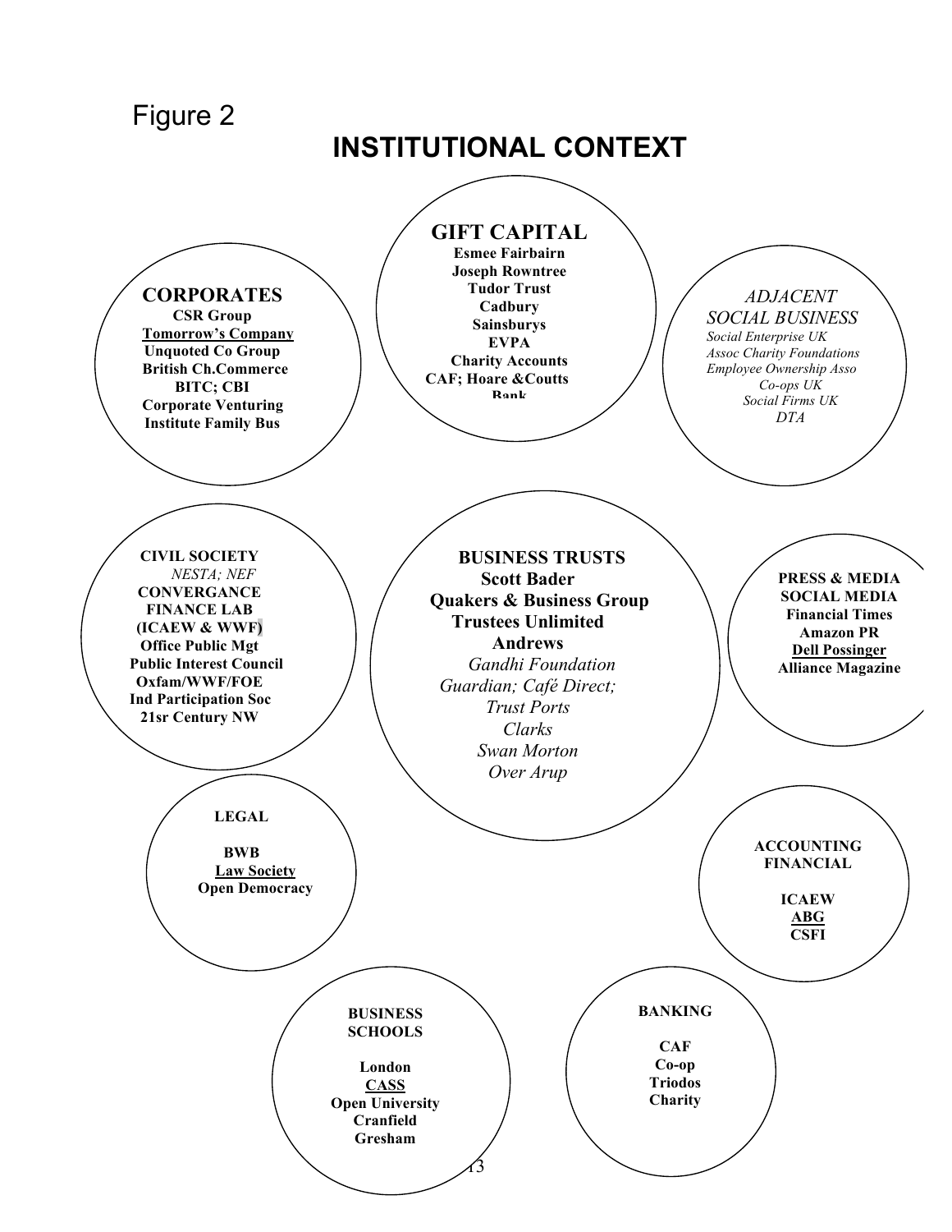Figure 2

# INSTITUTIONAL CONTEXT

**GIFT CAPITAL**
**Esmee Fairbairn**
**Joseph Rowntree**
**Tudor Trust**
**Cadbury**
**Sainsburys**
**EVPA**
**Charity Accounts**
**CAF; Hoare &Coutts**
**Bank**

**CORPORATES**
**CSR Group**
**<u>Tomorrow's Company</u>**
**Unquoted Co Group**
**British Ch.Commerce**
**BITC; CBI**
**Corporate Venturing**
**Institute Family Bus**

*ADJACENT*
*SOCIAL BUSINESS*
*Social Enterprise UK*
*Assoc Charity Foundations*
*Employee Ownership Asso*
*Co-ops UK*
*Social Firms UK*
*DTA*

**CIVIL SOCIETY**
*NESTA; NEF*
**CONVERGANCE**
**FINANCE LAB**
**(ICAEW & WWF)**
**Office Public Mgt**
**Public Interest Council**
**Oxfam/WWF/FOE**
**Ind Participation Soc**
**21sr Century NW**

**BUSINESS TRUSTS**
**Scott Bader**
**Quakers & Business Group**
**Trustees Unlimited**
**Andrews**
*Gandhi Foundation*
*Guardian; Café Direct;*
*Trust Ports*
*Clarks*
*Swan Morton*
*Over Arup*

**PRESS & MEDIA**
**SOCIAL MEDIA**
**Financial Times**
**Amazon PR**
**<u>Dell Possinger</u>**
**Alliance Magazine**

**LEGAL**
**BWB**
**<u>Law Society</u>**
**Open Democracy**

**ACCOUNTING**
**FINANCIAL**
**ICAEW**
**<u>ABG</u>**
**CSFI**

**BUSINESS SCHOOLS**
**London**
**<u>CASS</u>**
**Open University**
**Cranfield**
**Gresham**

**BANKING**
**CAF**
**Co-op**
**Triodos**
**Charity**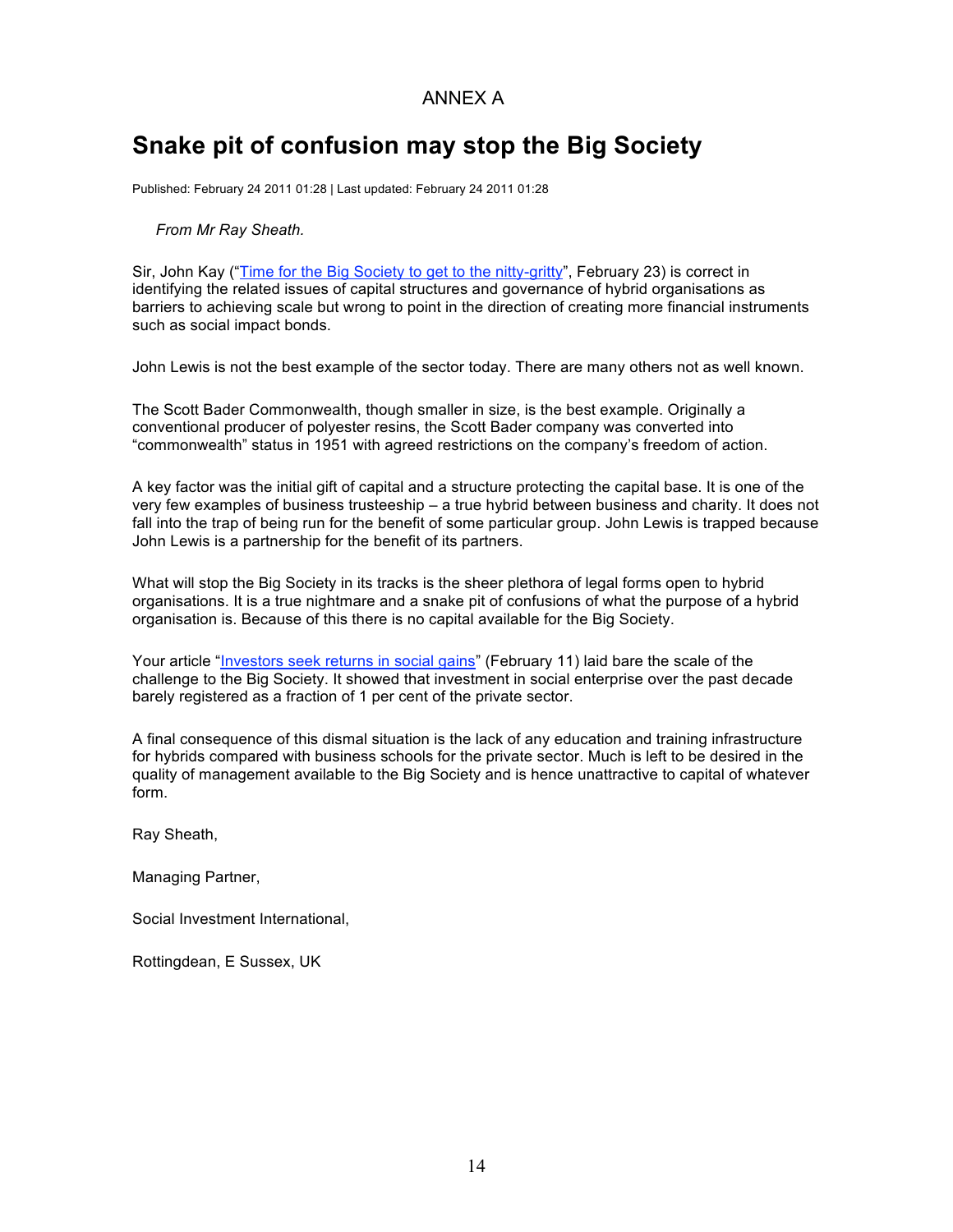ANNEX A

# Snake pit of confusion may stop the Big Society

Published: February 24 2011 01:28 | Last updated: February 24 2011 01:28

*From Mr Ray Sheath.*

Sir, John Kay ("Time for the Big Society to get to the nitty-gritty", February 23) is correct in identifying the related issues of capital structures and governance of hybrid organisations as barriers to achieving scale but wrong to point in the direction of creating more financial instruments such as social impact bonds.

John Lewis is not the best example of the sector today. There are many others not as well known.

The Scott Bader Commonwealth, though smaller in size, is the best example. Originally a conventional producer of polyester resins, the Scott Bader company was converted into "commonwealth" status in 1951 with agreed restrictions on the company's freedom of action.

A key factor was the initial gift of capital and a structure protecting the capital base. It is one of the very few examples of business trusteeship – a true hybrid between business and charity. It does not fall into the trap of being run for the benefit of some particular group. John Lewis is trapped because John Lewis is a partnership for the benefit of its partners.

What will stop the Big Society in its tracks is the sheer plethora of legal forms open to hybrid organisations. It is a true nightmare and a snake pit of confusions of what the purpose of a hybrid organisation is. Because of this there is no capital available for the Big Society.

Your article "Investors seek returns in social gains" (February 11) laid bare the scale of the challenge to the Big Society. It showed that investment in social enterprise over the past decade barely registered as a fraction of 1 per cent of the private sector.

A final consequence of this dismal situation is the lack of any education and training infrastructure for hybrids compared with business schools for the private sector. Much is left to be desired in the quality of management available to the Big Society and is hence unattractive to capital of whatever form.

Ray Sheath,

Managing Partner,

Social Investment International,

Rottingdean, E Sussex, UK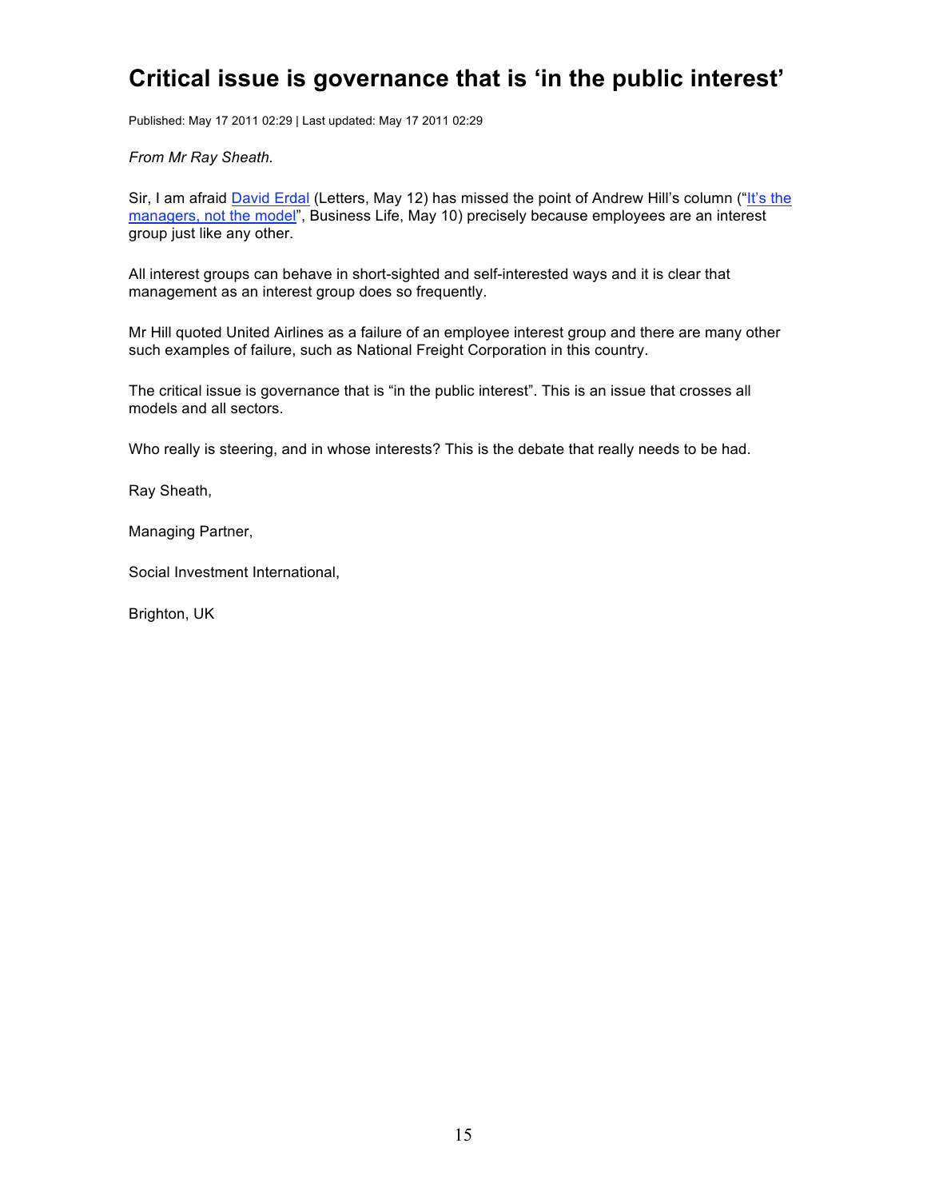# Critical issue is governance that is 'in the public interest'

Published: May 17 2011 02:29 | Last updated: May 17 2011 02:29

*From Mr Ray Sheath.*

Sir, I am afraid David Erdal (Letters, May 12) has missed the point of Andrew Hill's column ("It's the managers, not the model", Business Life, May 10) precisely because employees are an interest group just like any other.

All interest groups can behave in short-sighted and self-interested ways and it is clear that management as an interest group does so frequently.

Mr Hill quoted United Airlines as a failure of an employee interest group and there are many other such examples of failure, such as National Freight Corporation in this country.

The critical issue is governance that is "in the public interest". This is an issue that crosses all models and all sectors.

Who really is steering, and in whose interests? This is the debate that really needs to be had.

Ray Sheath,

Managing Partner,

Social Investment International,

Brighton, UK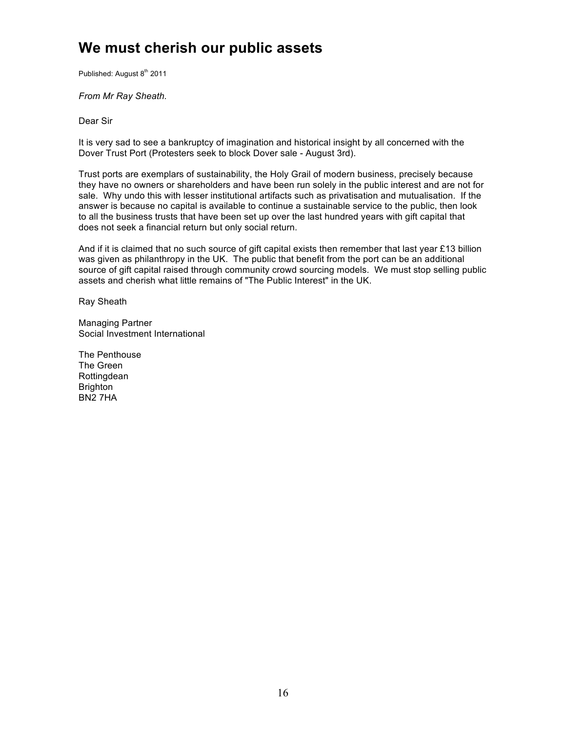# We must cherish our public assets

Published: August 8th 2011

*From Mr Ray Sheath.*

Dear Sir

It is very sad to see a bankruptcy of imagination and historical insight by all concerned with the Dover Trust Port (Protesters seek to block Dover sale - August 3rd).

Trust ports are exemplars of sustainability, the Holy Grail of modern business, precisely because they have no owners or shareholders and have been run solely in the public interest and are not for sale. Why undo this with lesser institutional artifacts such as privatisation and mutualisation. If the answer is because no capital is available to continue a sustainable service to the public, then look to all the business trusts that have been set up over the last hundred years with gift capital that does not seek a financial return but only social return.

And if it is claimed that no such source of gift capital exists then remember that last year £13 billion was given as philanthropy in the UK. The public that benefit from the port can be an additional source of gift capital raised through community crowd sourcing models. We must stop selling public assets and cherish what little remains of "The Public Interest" in the UK.

Ray Sheath

Managing Partner
Social Investment International

The Penthouse
The Green
Rottingdean
Brighton
BN2 7HA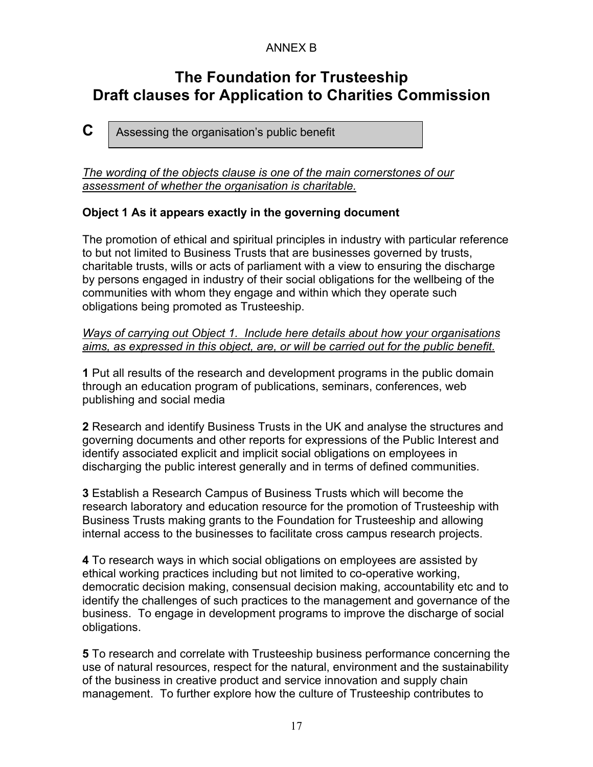ANNEX B

# The Foundation for Trusteeship
# Draft clauses for Application to Charities Commission

**C** Assessing the organisation's public benefit

*The wording of the objects clause is one of the main cornerstones of our assessment of whether the organisation is charitable.*

**Object 1 As it appears exactly in the governing document**

The promotion of ethical and spiritual principles in industry with particular reference to but not limited to Business Trusts that are businesses governed by trusts, charitable trusts, wills or acts of parliament with a view to ensuring the discharge by persons engaged in industry of their social obligations for the wellbeing of the communities with whom they engage and within which they operate such obligations being promoted as Trusteeship.

*Ways of carrying out Object 1. Include here details about how your organisations aims, as expressed in this object, are, or will be carried out for the public benefit.*

**1** Put all results of the research and development programs in the public domain through an education program of publications, seminars, conferences, web publishing and social media

**2** Research and identify Business Trusts in the UK and analyse the structures and governing documents and other reports for expressions of the Public Interest and identify associated explicit and implicit social obligations on employees in discharging the public interest generally and in terms of defined communities.

**3** Establish a Research Campus of Business Trusts which will become the research laboratory and education resource for the promotion of Trusteeship with Business Trusts making grants to the Foundation for Trusteeship and allowing internal access to the businesses to facilitate cross campus research projects.

**4** To research ways in which social obligations on employees are assisted by ethical working practices including but not limited to co-operative working, democratic decision making, consensual decision making, accountability etc and to identify the challenges of such practices to the management and governance of the business. To engage in development programs to improve the discharge of social obligations.

**5** To research and correlate with Trusteeship business performance concerning the use of natural resources, respect for the natural, environment and the sustainability of the business in creative product and service innovation and supply chain management. To further explore how the culture of Trusteeship contributes to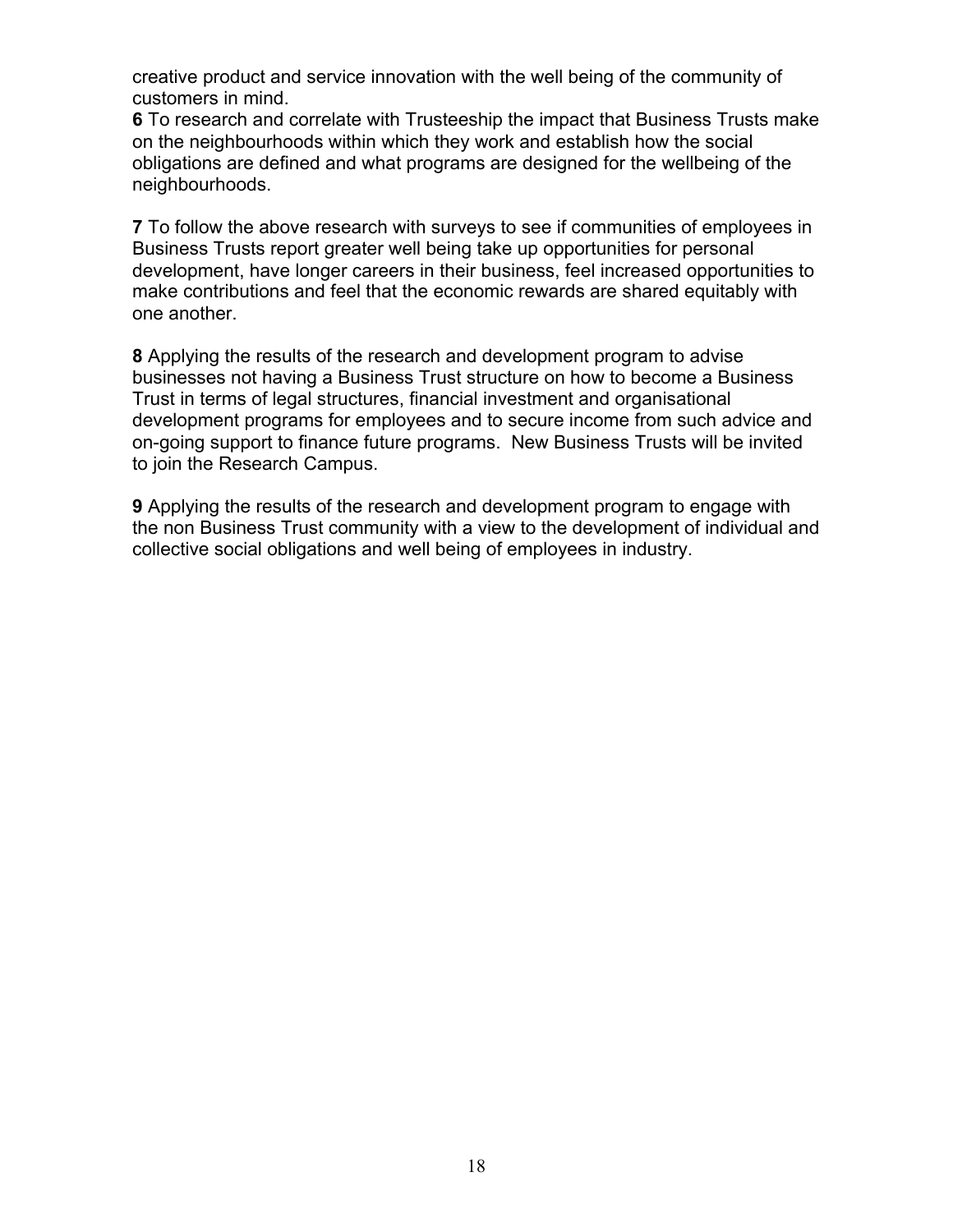creative product and service innovation with the well being of the community of customers in mind.

**6** To research and correlate with Trusteeship the impact that Business Trusts make on the neighbourhoods within which they work and establish how the social obligations are defined and what programs are designed for the wellbeing of the neighbourhoods.

**7** To follow the above research with surveys to see if communities of employees in Business Trusts report greater well being take up opportunities for personal development, have longer careers in their business, feel increased opportunities to make contributions and feel that the economic rewards are shared equitably with one another.

**8** Applying the results of the research and development program to advise businesses not having a Business Trust structure on how to become a Business Trust in terms of legal structures, financial investment and organisational development programs for employees and to secure income from such advice and on-going support to finance future programs. New Business Trusts will be invited to join the Research Campus.

**9** Applying the results of the research and development program to engage with the non Business Trust community with a view to the development of individual and collective social obligations and well being of employees in industry.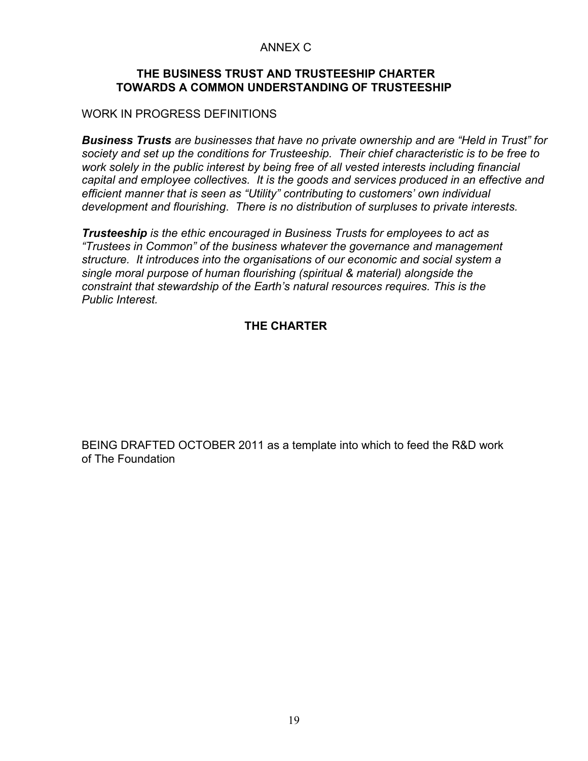ANNEX C

## THE BUSINESS TRUST AND TRUSTEESHIP CHARTER TOWARDS A COMMON UNDERSTANDING OF TRUSTEESHIP

WORK IN PROGRESS DEFINITIONS

***Business Trusts*** *are businesses that have no private ownership and are "Held in Trust" for society and set up the conditions for Trusteeship. Their chief characteristic is to be free to work solely in the public interest by being free of all vested interests including financial capital and employee collectives. It is the goods and services produced in an effective and efficient manner that is seen as "Utility" contributing to customers' own individual development and flourishing. There is no distribution of surpluses to private interests.*

***Trusteeship*** *is the ethic encouraged in Business Trusts for employees to act as "Trustees in Common" of the business whatever the governance and management structure. It introduces into the organisations of our economic and social system a single moral purpose of human flourishing (spiritual & material) alongside the constraint that stewardship of the Earth's natural resources requires. This is the Public Interest.*

## THE CHARTER

BEING DRAFTED OCTOBER 2011 as a template into which to feed the R&D work of The Foundation